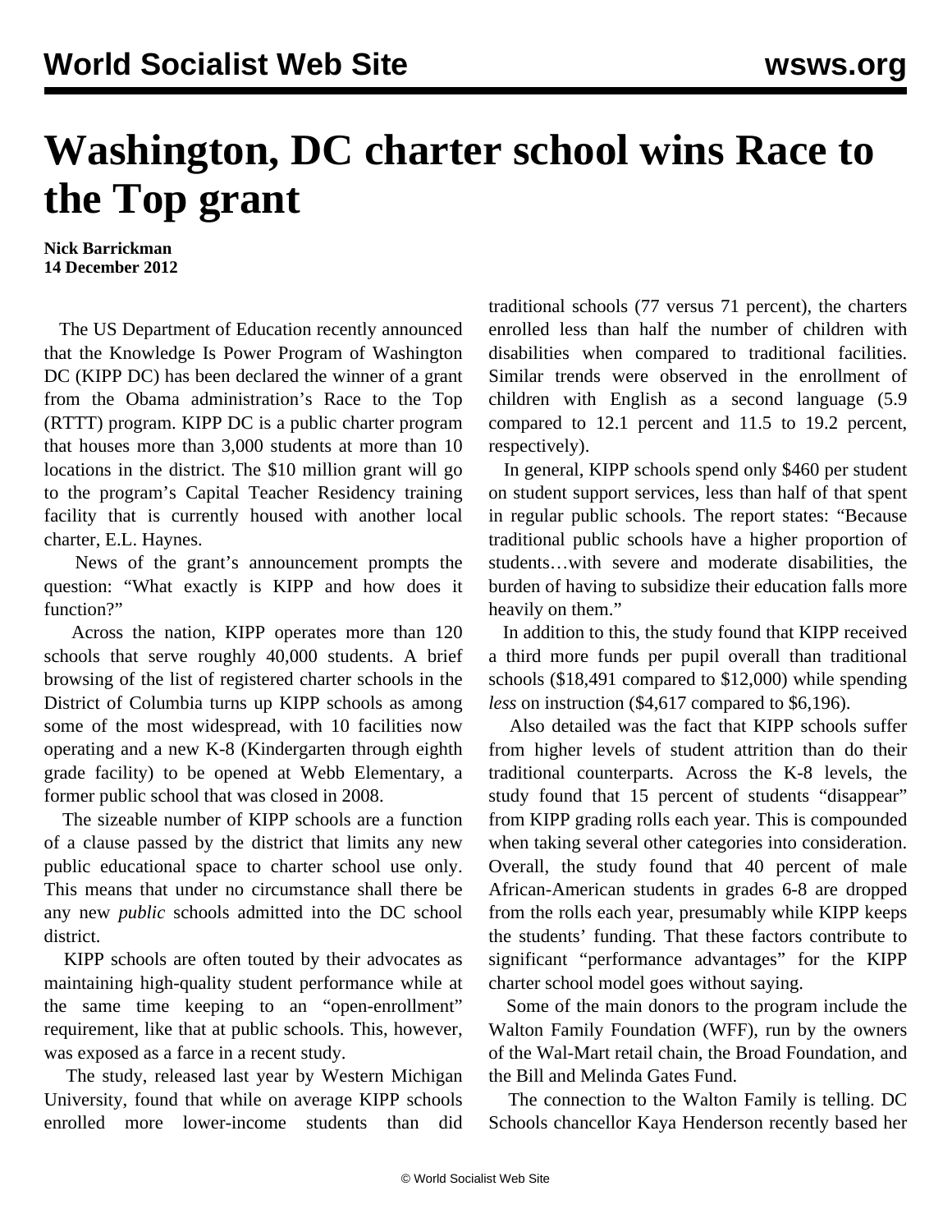# Washington, DC charter school wins Race to the Top grant

**Nick Barrickman**
**14 December 2012**

The US Department of Education recently announced that the Knowledge Is Power Program of Washington DC (KIPP DC) has been declared the winner of a grant from the Obama administration's Race to the Top (RTTT) program. KIPP DC is a public charter program that houses more than 3,000 students at more than 10 locations in the district. The $10 million grant will go to the program's Capital Teacher Residency training facility that is currently housed with another local charter, E.L. Haynes.

News of the grant's announcement prompts the question: "What exactly is KIPP and how does it function?"

Across the nation, KIPP operates more than 120 schools that serve roughly 40,000 students. A brief browsing of the list of registered charter schools in the District of Columbia turns up KIPP schools as among some of the most widespread, with 10 facilities now operating and a new K-8 (Kindergarten through eighth grade facility) to be opened at Webb Elementary, a former public school that was closed in 2008.

The sizeable number of KIPP schools are a function of a clause passed by the district that limits any new public educational space to charter school use only. This means that under no circumstance shall there be any new *public* schools admitted into the DC school district.

KIPP schools are often touted by their advocates as maintaining high-quality student performance while at the same time keeping to an "open-enrollment" requirement, like that at public schools. This, however, was exposed as a farce in a recent study.

The study, released last year by Western Michigan University, found that while on average KIPP schools enrolled more lower-income students than did traditional schools (77 versus 71 percent), the charters enrolled less than half the number of children with disabilities when compared to traditional facilities. Similar trends were observed in the enrollment of children with English as a second language (5.9 compared to 12.1 percent and 11.5 to 19.2 percent, respectively).

In general, KIPP schools spend only $460 per student on student support services, less than half of that spent in regular public schools. The report states: "Because traditional public schools have a higher proportion of students…with severe and moderate disabilities, the burden of having to subsidize their education falls more heavily on them."

In addition to this, the study found that KIPP received a third more funds per pupil overall than traditional schools ($18,491 compared to $12,000) while spending *less* on instruction ($4,617 compared to $6,196).

Also detailed was the fact that KIPP schools suffer from higher levels of student attrition than do their traditional counterparts. Across the K-8 levels, the study found that 15 percent of students "disappear" from KIPP grading rolls each year. This is compounded when taking several other categories into consideration. Overall, the study found that 40 percent of male African-American students in grades 6-8 are dropped from the rolls each year, presumably while KIPP keeps the students' funding. That these factors contribute to significant "performance advantages" for the KIPP charter school model goes without saying.

Some of the main donors to the program include the Walton Family Foundation (WFF), run by the owners of the Wal-Mart retail chain, the Broad Foundation, and the Bill and Melinda Gates Fund.

The connection to the Walton Family is telling. DC Schools chancellor Kaya Henderson recently based her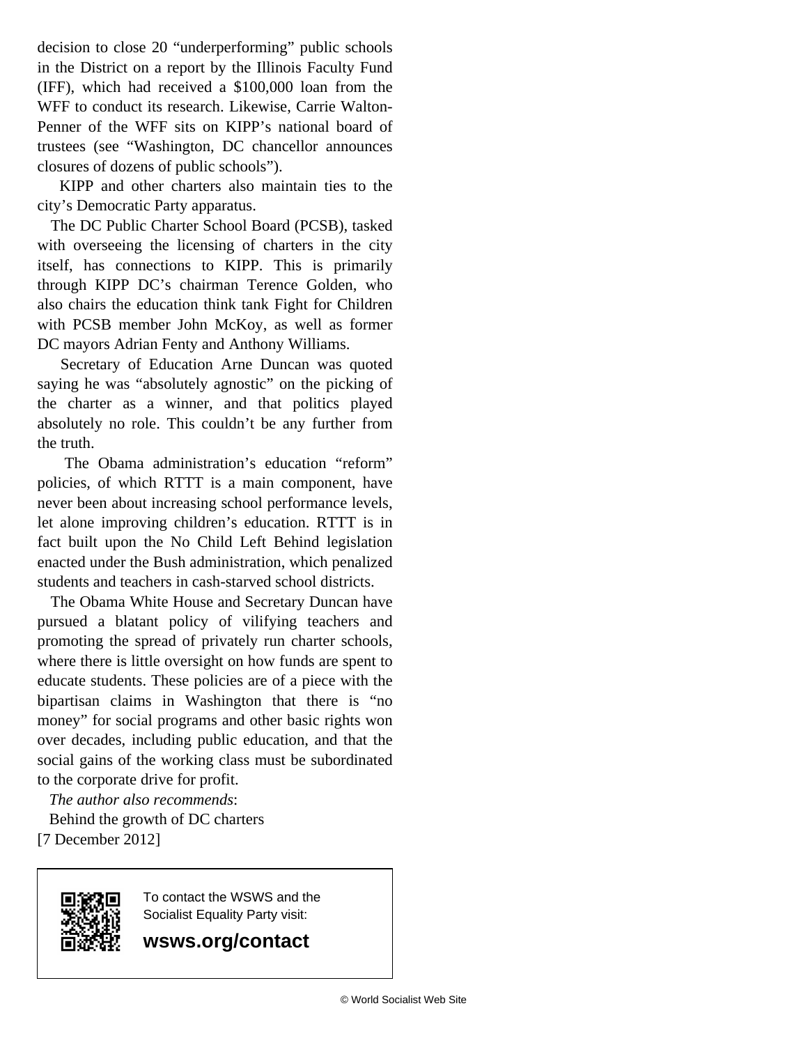decision to close 20 "underperforming" public schools in the District on a report by the Illinois Faculty Fund (IFF), which had received a $100,000 loan from the WFF to conduct its research. Likewise, Carrie Walton-Penner of the WFF sits on KIPP's national board of trustees (see "Washington, DC chancellor announces closures of dozens of public schools").

KIPP and other charters also maintain ties to the city's Democratic Party apparatus.

The DC Public Charter School Board (PCSB), tasked with overseeing the licensing of charters in the city itself, has connections to KIPP. This is primarily through KIPP DC's chairman Terence Golden, who also chairs the education think tank Fight for Children with PCSB member John McKoy, as well as former DC mayors Adrian Fenty and Anthony Williams.

Secretary of Education Arne Duncan was quoted saying he was "absolutely agnostic" on the picking of the charter as a winner, and that politics played absolutely no role. This couldn't be any further from the truth.

The Obama administration's education "reform" policies, of which RTTT is a main component, have never been about increasing school performance levels, let alone improving children's education. RTTT is in fact built upon the No Child Left Behind legislation enacted under the Bush administration, which penalized students and teachers in cash-starved school districts.

The Obama White House and Secretary Duncan have pursued a blatant policy of vilifying teachers and promoting the spread of privately run charter schools, where there is little oversight on how funds are spent to educate students. These policies are of a piece with the bipartisan claims in Washington that there is "no money" for social programs and other basic rights won over decades, including public education, and that the social gains of the working class must be subordinated to the corporate drive for profit.

*The author also recommends*:

Behind the growth of DC charters
[7 December 2012]

To contact the WSWS and the Socialist Equality Party visit:

**wsws.org/contact**